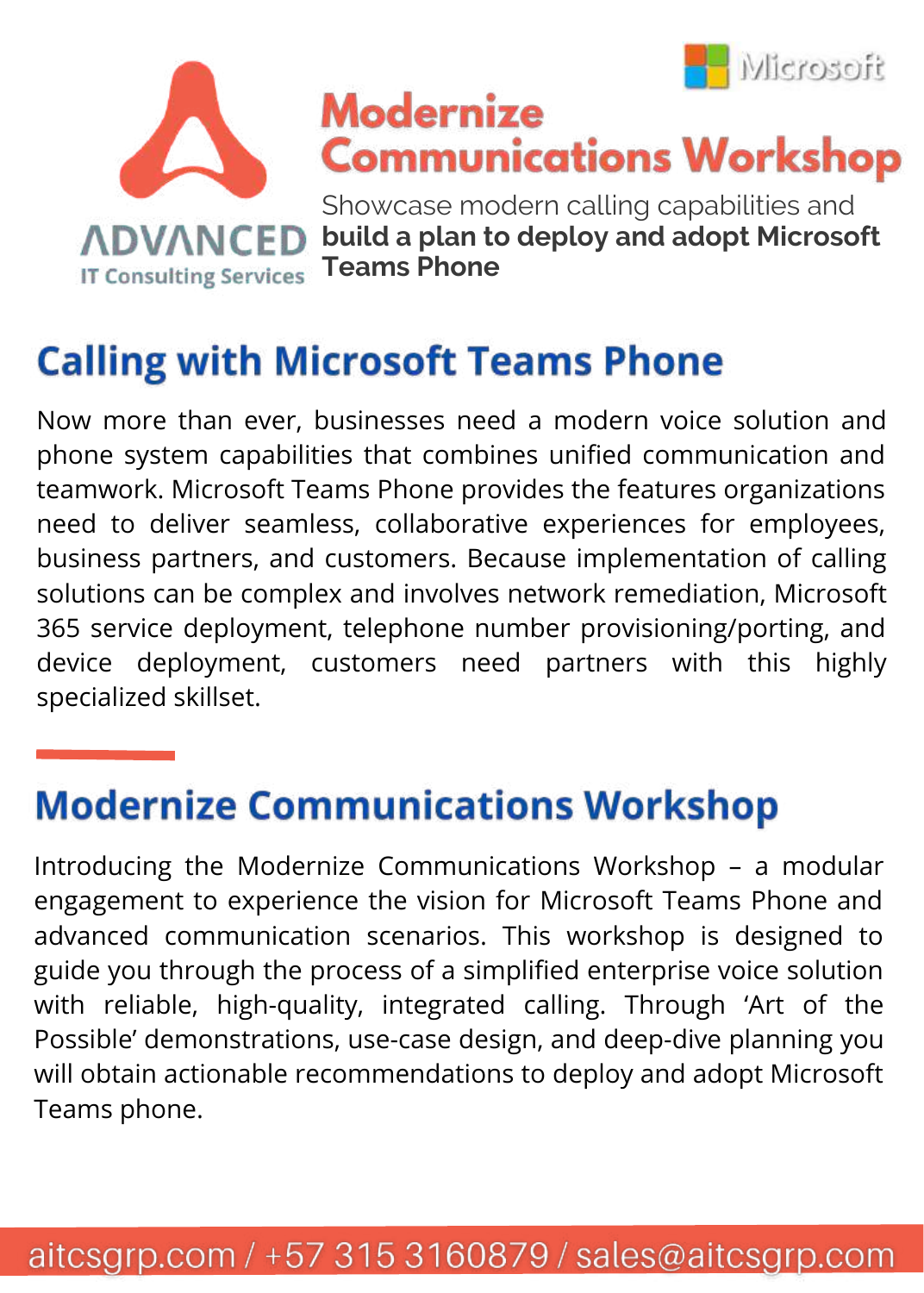ADVANCED
IT Consulting Services

Microsoft

# Modernize Communications Workshop

Showcase modern calling capabilities and **build a plan to deploy and adopt Microsoft Teams Phone**

## Calling with Microsoft Teams Phone

Now more than ever, businesses need a modern voice solution and phone system capabilities that combines unified communication and teamwork. Microsoft Teams Phone provides the features organizations need to deliver seamless, collaborative experiences for employees, business partners, and customers. Because implementation of calling solutions can be complex and involves network remediation, Microsoft 365 service deployment, telephone number provisioning/porting, and device deployment, customers need partners with this highly specialized skillset.

## Modernize Communications Workshop

Introducing the Modernize Communications Workshop – a modular engagement to experience the vision for Microsoft Teams Phone and advanced communication scenarios. This workshop is designed to guide you through the process of a simplified enterprise voice solution with reliable, high-quality, integrated calling. Through 'Art of the Possible' demonstrations, use-case design, and deep-dive planning you will obtain actionable recommendations to deploy and adopt Microsoft Teams phone.

aitcsgrp.com / +57 315 3160879 / sales@aitcsgrp.com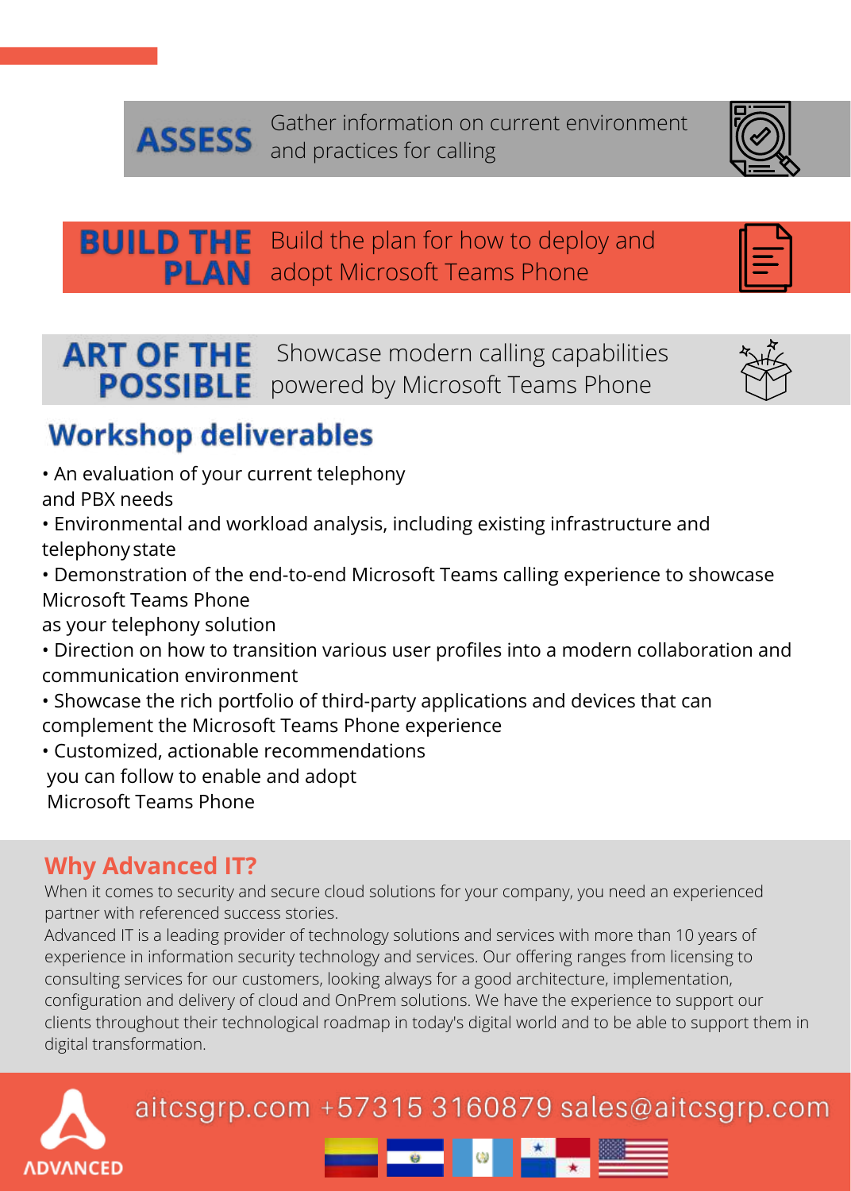**ASSESS** Gather information on current environment and practices for calling

**BUILD THE PLAN** Build the plan for how to deploy and adopt Microsoft Teams Phone

**ART OF THE POSSIBLE** Showcase modern calling capabilities powered by Microsoft Teams Phone

## Workshop deliverables

- An evaluation of your current telephony and PBX needs
- Environmental and workload analysis, including existing infrastructure and telephony state
- Demonstration of the end-to-end Microsoft Teams calling experience to showcase Microsoft Teams Phone as your telephony solution
- Direction on how to transition various user profiles into a modern collaboration and communication environment
- Showcase the rich portfolio of third-party applications and devices that can complement the Microsoft Teams Phone experience
- Customized, actionable recommendations you can follow to enable and adopt Microsoft Teams Phone

## Why Advanced IT?

When it comes to security and secure cloud solutions for your company, you need an experienced partner with referenced success stories.

Advanced IT is a leading provider of technology solutions and services with more than 10 years of experience in information security technology and services. Our offering ranges from licensing to consulting services for our customers, looking always for a good architecture, implementation, configuration and delivery of cloud and OnPrem solutions. We have the experience to support our clients throughout their technological roadmap in today's digital world and to be able to support them in digital transformation.

ADVANCED

aitcsgrp.com +57315 3160879 sales@aitcsgrp.com